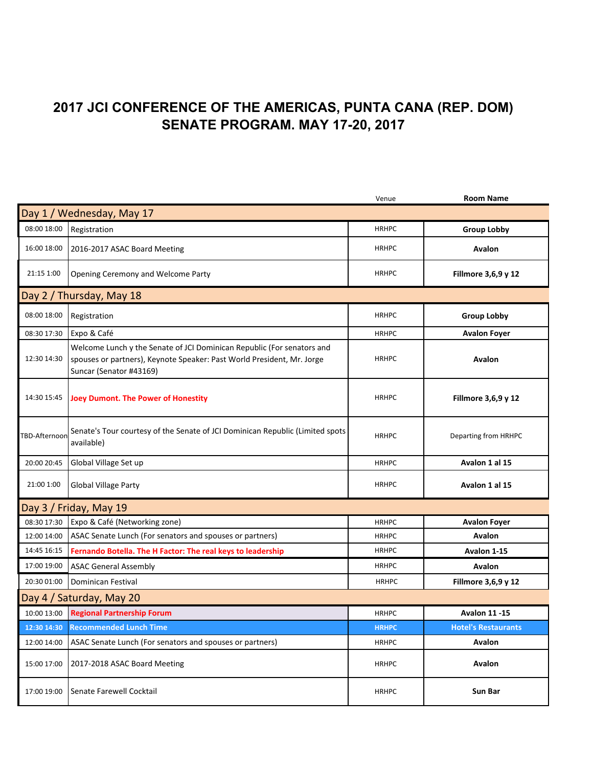# 2017 JCI CONFERENCE OF THE AMERICAS, PUNTA CANA (REP. DOM)
# SENATE PROGRAM. MAY 17-20, 2017

| | | Venue | Room Name |
|---|---|---|---|
| **Day 1 / Wednesday, May 17** | | | |
| 08:00 18:00 | Registration | HRHPC | **Group Lobby** |
| 16:00 18:00 | 2016-2017 ASAC Board Meeting | HRHPC | **Avalon** |
| 21:15 1:00 | Opening Ceremony and Welcome Party | HRHPC | **Fillmore 3,6,9 y 12** |
| **Day 2 / Thursday, May 18** | | | |
| 08:00 18:00 | Registration | HRHPC | **Group Lobby** |
| 08:30 17:30 | Expo & Café | HRHPC | **Avalon Foyer** |
| 12:30 14:30 | Welcome Lunch y the Senate of JCI Dominican Republic (For senators and spouses or partners), Keynote Speaker: Past World President, Mr. Jorge Suncar (Senator #43169) | HRHPC | **Avalon** |
| 14:30 15:45 | **Joey Dumont. The Power of Honesty** | HRHPC | **Fillmore 3,6,9 y 12** |
| TBD-Afternoon | Senate's Tour courtesy of the Senate of JCI Dominican Republic (Limited spots available) | HRHPC | Departing from HRHPC |
| 20:00 20:45 | Global Village Set up | HRHPC | **Avalon 1 al 15** |
| 21:00 1:00 | Global Village Party | HRHPC | **Avalon 1 al 15** |
| **Day 3 / Friday, May 19** | | | |
| 08:30 17:30 | Expo & Café (Networking zone) | HRHPC | **Avalon Foyer** |
| 12:00 14:00 | ASAC Senate Lunch (For senators and spouses or partners) | HRHPC | **Avalon** |
| 14:45 16:15 | **Fernando Botella. The H Factor: The real keys to leadership** | HRHPC | **Avalon 1-15** |
| 17:00 19:00 | ASAC General Assembly | HRHPC | **Avalon** |
| 20:30 01:00 | Dominican Festival | HRHPC | **Fillmore 3,6,9 y 12** |
| **Day 4 / Saturday, May 20** | | | |
| 10:00 13:00 | **Regional Partnership Forum** | HRHPC | **Avalon 11 -15** |
| **12:30 14:30** | **Recommended Lunch Time** | **HRHPC** | **Hotel's Restaurants** |
| 12:00 14:00 | ASAC Senate Lunch (For senators and spouses or partners) | HRHPC | **Avalon** |
| 15:00 17:00 | 2017-2018 ASAC Board Meeting | HRHPC | **Avalon** |
| 17:00 19:00 | Senate Farewell Cocktail | HRHPC | **Sun Bar** |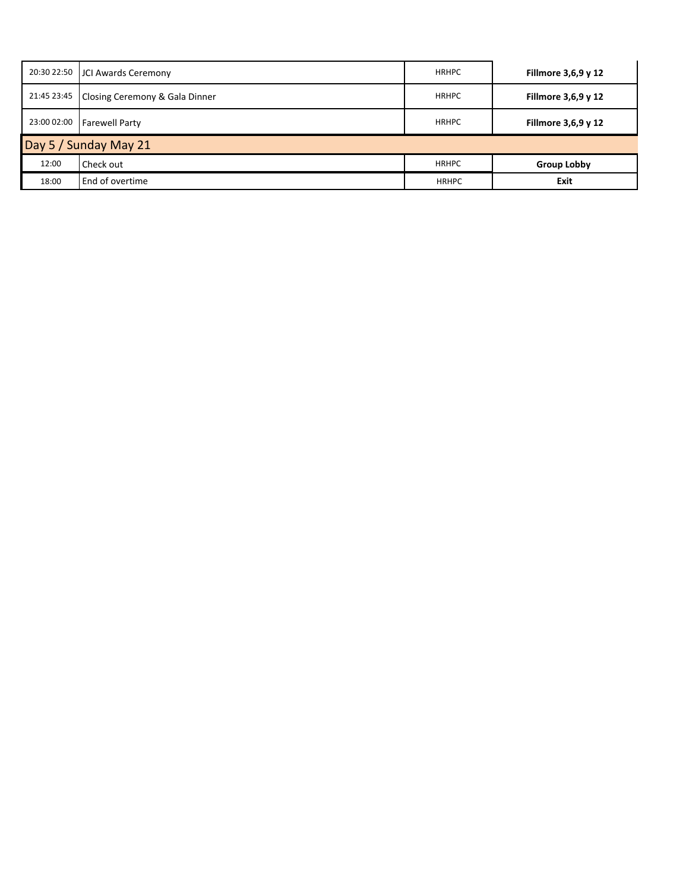| | | | |
|---|---|---|---|
| 20:30 22:50 | JCI Awards Ceremony | HRHPC | **Fillmore 3,6,9 y 12** |
| 21:45 23:45 | Closing Ceremony & Gala Dinner | HRHPC | **Fillmore 3,6,9 y 12** |
| 23:00 02:00 | Farewell Party | HRHPC | **Fillmore 3,6,9 y 12** |
| Day 5 / Sunday May 21 | | | |
| 12:00 | Check out | HRHPC | **Group Lobby** |
| 18:00 | End of overtime | HRHPC | **Exit** |